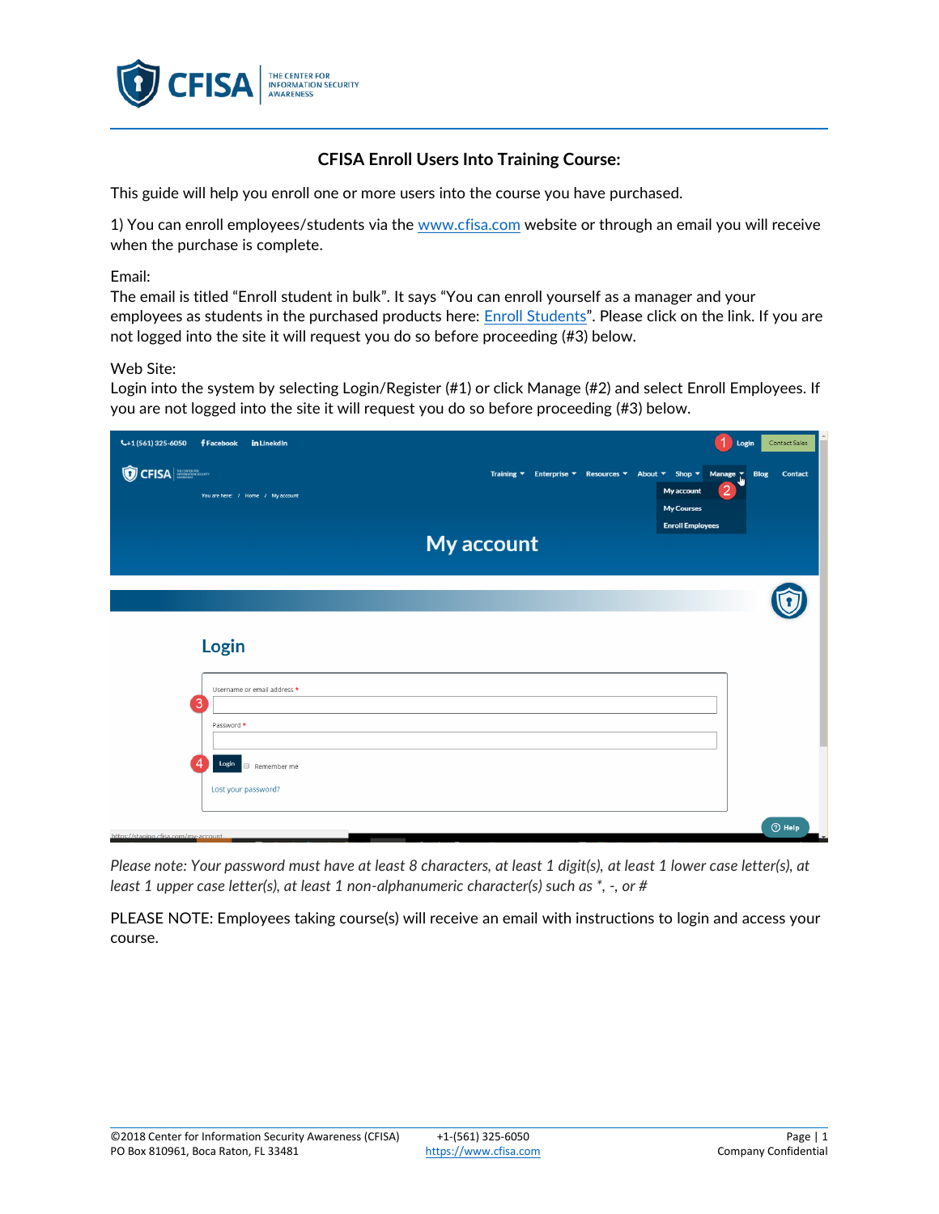## CFISA Enroll Users Into Training Course:

This guide will help you enroll one or more users into the course you have purchased.

1) You can enroll employees/students via the [www.cfisa.com](http://www.cfisa.com) website or through an email you will receive when the purchase is complete.

Email:
The email is titled "Enroll student in bulk". It says "You can enroll yourself as a manager and your employees as students in the purchased products here: Enroll Students". Please click on the link. If you are not logged into the site it will request you do so before proceeding (#3) below.

Web Site:
Login into the system by selecting Login/Register (#1) or click Manage (#2) and select Enroll Employees. If you are not logged into the site it will request you do so before proceeding (#3) below.

*Please note: Your password must have at least 8 characters, at least 1 digit(s), at least 1 lower case letter(s), at least 1 upper case letter(s), at least 1 non-alphanumeric character(s) such as *, -, or #*

PLEASE NOTE: Employees taking course(s) will receive an email with instructions to login and access your course.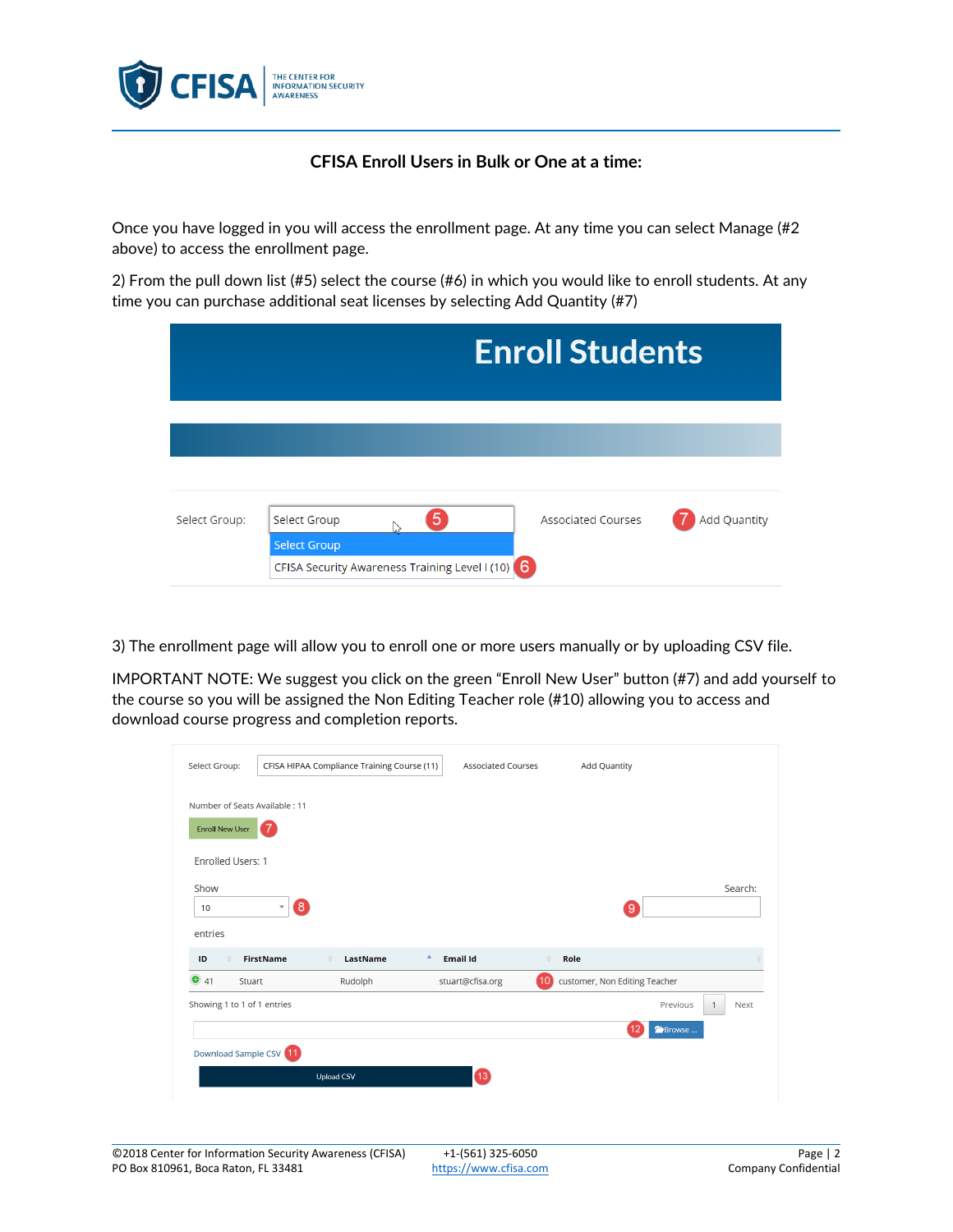**CFISA Enroll Users in Bulk or One at a time:**

Once you have logged in you will access the enrollment page. At any time you can select Manage (#2 above) to access the enrollment page.

2) From the pull down list (#5) select the course (#6) in which you would like to enroll students. At any time you can purchase additional seat licenses by selecting Add Quantity (#7)

3) The enrollment page will allow you to enroll one or more users manually or by uploading CSV file.

IMPORTANT NOTE: We suggest you click on the green "Enroll New User" button (#7) and add yourself to the course so you will be assigned the Non Editing Teacher role (#10) allowing you to access and download course progress and completion reports.

©2018 Center for Information Security Awareness (CFISA)
PO Box 810961, Boca Raton, FL 33481
+1-(561) 325-6050
https://www.cfisa.com
Company Confidential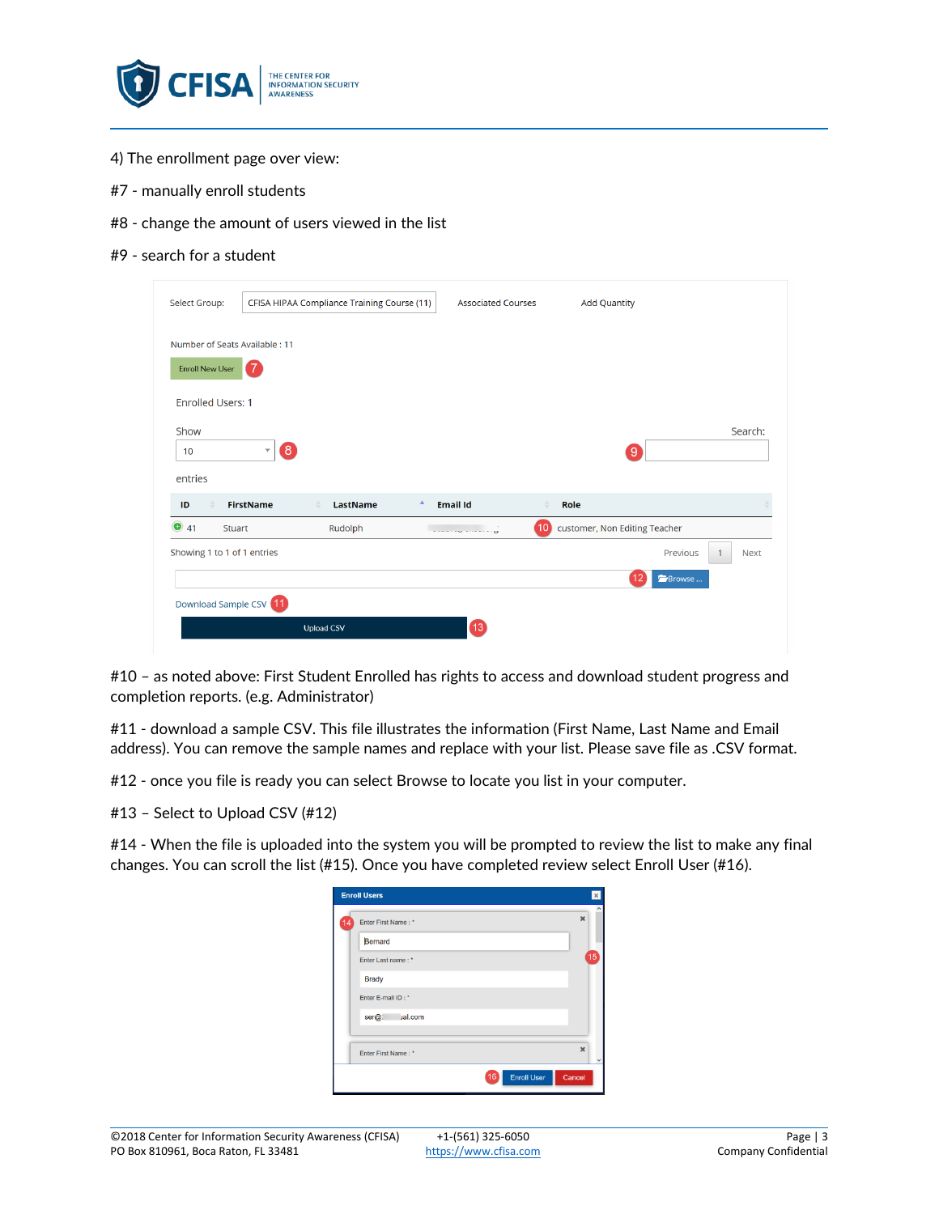4) The enrollment page over view:

#7 - manually enroll students

#8 - change the amount of users viewed in the list

#9 - search for a student

#10 – as noted above: First Student Enrolled has rights to access and download student progress and completion reports. (e.g. Administrator)

#11 - download a sample CSV. This file illustrates the information (First Name, Last Name and Email address). You can remove the sample names and replace with your list. Please save file as .CSV format.

#12 - once you file is ready you can select Browse to locate you list in your computer.

#13 – Select to Upload CSV (#12)

#14 - When the file is uploaded into the system you will be prompted to review the list to make any final changes. You can scroll the list (#15). Once you have completed review select Enroll User (#16).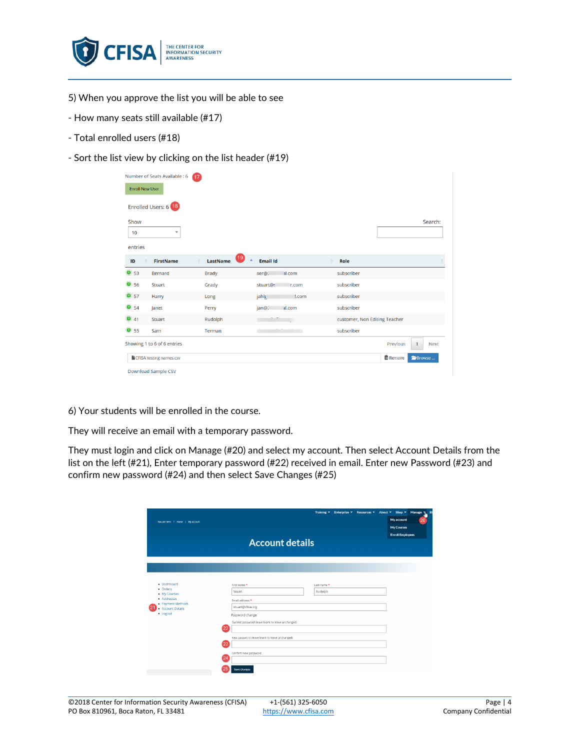5) When you approve the list you will be able to see

- How many seats still available (#17)

- Total enrolled users (#18)

- Sort the list view by clicking on the list header (#19)

6) Your students will be enrolled in the course.

They will receive an email with a temporary password.

They must login and click on Manage (#20) and select my account. Then select Account Details from the list on the left (#21), Enter temporary password (#22) received in email. Enter new Password (#23) and confirm new password (#24) and then select Save Changes (#25)